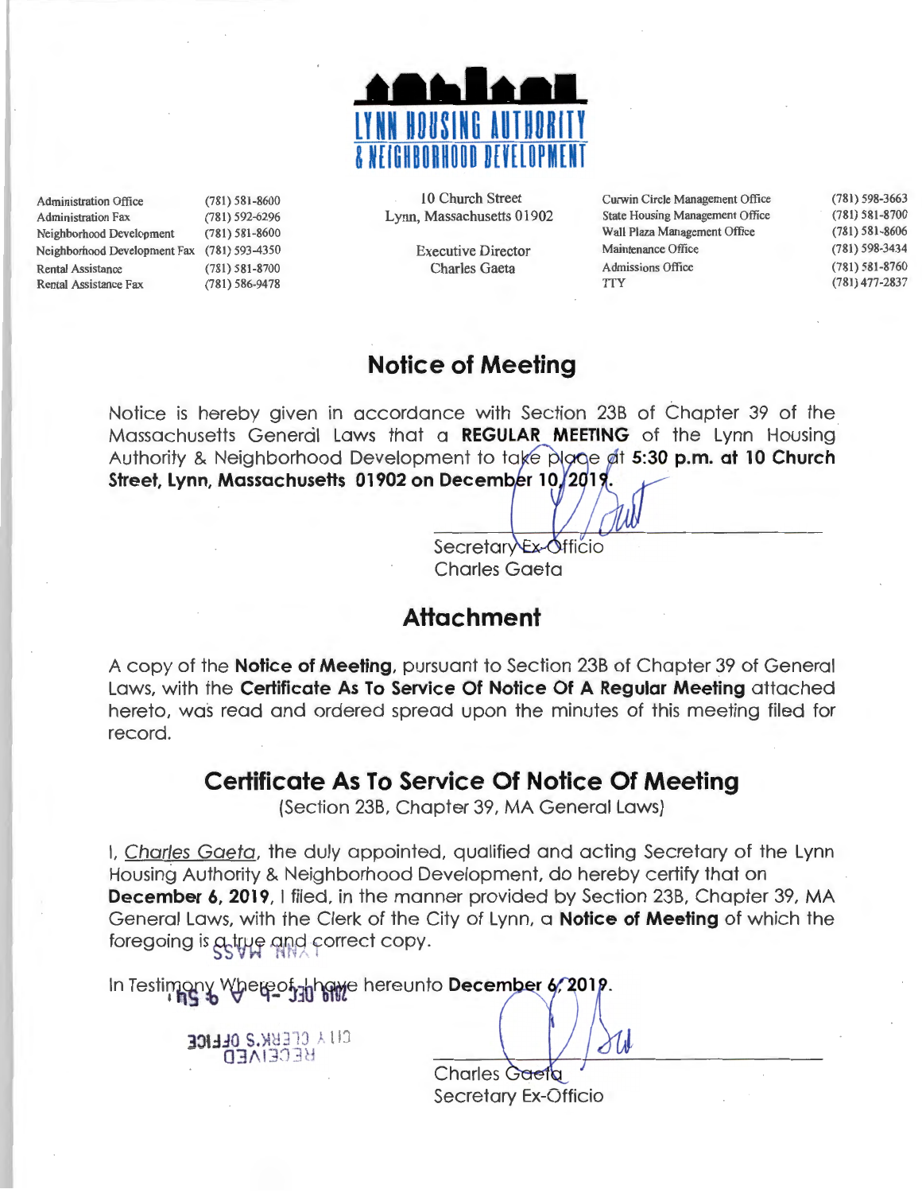# LYNN HOUSING AUTHORITY & NEIGHBORHOOD DEVELOPMENT

| | |
|---|---|
| Administration Office | (781) 581-8600 |
| Administration Fax | (781) 592-6296 |
| Neighborhood Development | (781) 581-8600 |
| Neighborhood Development Fax | (781) 593-4350 |
| Rental Assistance | (781) 581-8700 |
| Rental Assistance Fax | (781) 586-9478 |

10 Church Street
Lynn, Massachusetts 01902

Executive Director
Charles Gaeta

| | |
|---|---|
| Curwin Circle Management Office | (781) 598-3663 |
| State Housing Management Office | (781) 581-8700 |
| Wall Plaza Management Office | (781) 581-8606 |
| Maintenance Office | (781) 598-3434 |
| Admissions Office | (781) 581-8760 |
| TTY | (781) 477-2837 |

## Notice of Meeting

Notice is hereby given in accordance with Section 23B of Chapter 39 of the Massachusetts General Laws that a **REGULAR MEETING** of the Lynn Housing Authority & Neighborhood Development to take place at **5:30 p.m. at 10 Church Street, Lynn, Massachusetts 01902 on December 10, 2019.**

Secretary Ex-Officio
Charles Gaeta

## Attachment

A copy of the **Notice of Meeting**, pursuant to Section 23B of Chapter 39 of General Laws, with the **Certificate As To Service Of Notice Of A Regular Meeting** attached hereto, was read and ordered spread upon the minutes of this meeting filed for record.

## Certificate As To Service Of Notice Of Meeting

(Section 23B, Chapter 39, MA General Laws)

I, _Charles Gaeta_, the duly appointed, qualified and acting Secretary of the Lynn Housing Authority & Neighborhood Development, do hereby certify that on **December 6, 2019**, I filed, in the manner provided by Section 23B, Chapter 39, MA General Laws, with the Clerk of the City of Lynn, a **Notice of Meeting** of which the foregoing is a true and correct copy.

In Testimony Whereof, I have hereunto **December 6, 2019.**

CITY CLERK'S OFFICE RECEIVED
2019 DEC -6 A 9:54
LYNN, MASS

Charles Gaeta
Secretary Ex-Officio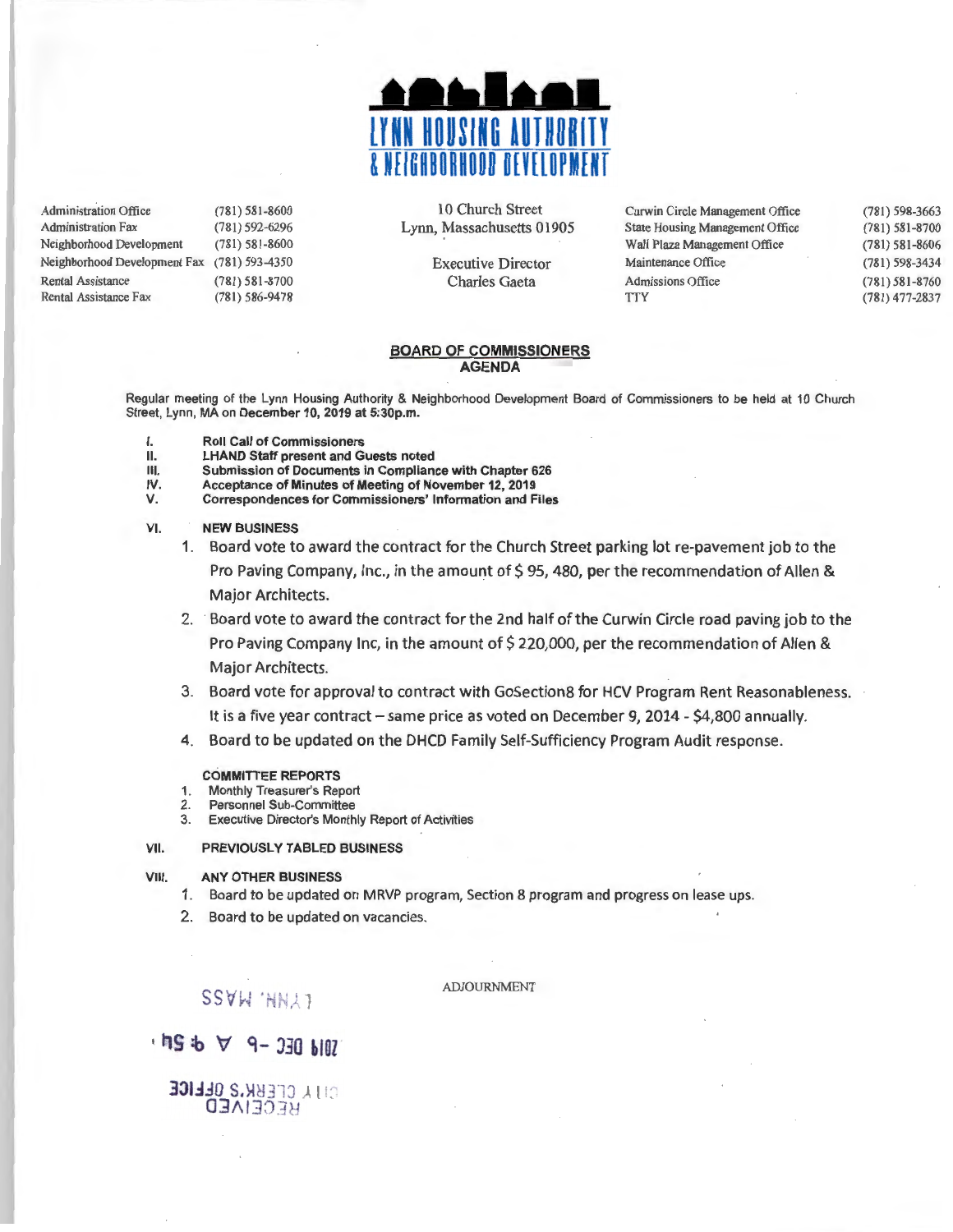# LYNN HOUSING AUTHORITY & NEIGHBORHOOD DEVELOPMENT

| | | | | |
|---|---|---|---|---|
| Administration Office | (781) 581-8600 | 10 Church Street | Curwin Circle Management Office | (781) 598-3663 |
| Administration Fax | (781) 592-6296 | Lynn, Massachusetts 01905 | State Housing Management Office | (781) 581-8700 |
| Neighborhood Development | (781) 581-8600 | | Wall Plaza Management Office | (781) 581-8606 |
| Neighborhood Development Fax | (781) 593-4350 | Executive Director | Maintenance Office | (781) 598-3434 |
| Rental Assistance | (781) 581-8700 | Charles Gaeta | Admissions Office | (781) 581-8760 |
| Rental Assistance Fax | (781) 586-9478 | | TTY | (781) 477-2837 |

## BOARD OF COMMISSIONERS AGENDA

Regular meeting of the Lynn Housing Authority & Neighborhood Development Board of Commissioners to be held at 10 Church Street, Lynn, MA on **December 10, 2019 at 5:30p.m.**

**I. Roll Call of Commissioners**
**II. LHAND Staff present and Guests noted**
**III. Submission of Documents in Compliance with Chapter 626**
**IV. Acceptance of Minutes of Meeting of November 12, 2019**
**V. Correspondences for Commissioners' Information and Files**

**VI. NEW BUSINESS**

1. Board vote to award the contract for the Church Street parking lot re-pavement job to the Pro Paving Company, Inc., in the amount of $ 95, 480, per the recommendation of Allen & Major Architects.
2. Board vote to award the contract for the 2nd half of the Curwin Circle road paving job to the Pro Paving Company Inc, in the amount of $ 220,000, per the recommendation of Allen & Major Architects.
3. Board vote for approval to contract with GoSection8 for HCV Program Rent Reasonableness. It is a five year contract – same price as voted on December 9, 2014 - $4,800 annually.
4. Board to be updated on the DHCD Family Self-Sufficiency Program Audit response.

**COMMITTEE REPORTS**

1. Monthly Treasurer's Report
2. Personnel Sub-Committee
3. Executive Director's Monthly Report of Activities

**VII. PREVIOUSLY TABLED BUSINESS**

**VIII. ANY OTHER BUSINESS**

1. Board to be updated on MRVP program, Section 8 program and progress on lease ups.
2. Board to be updated on vacancies.

ADJOURNMENT

LYNN, MASS
2019 DEC -6 A 4:54
CITY CLERK'S OFFICE
RECEIVED